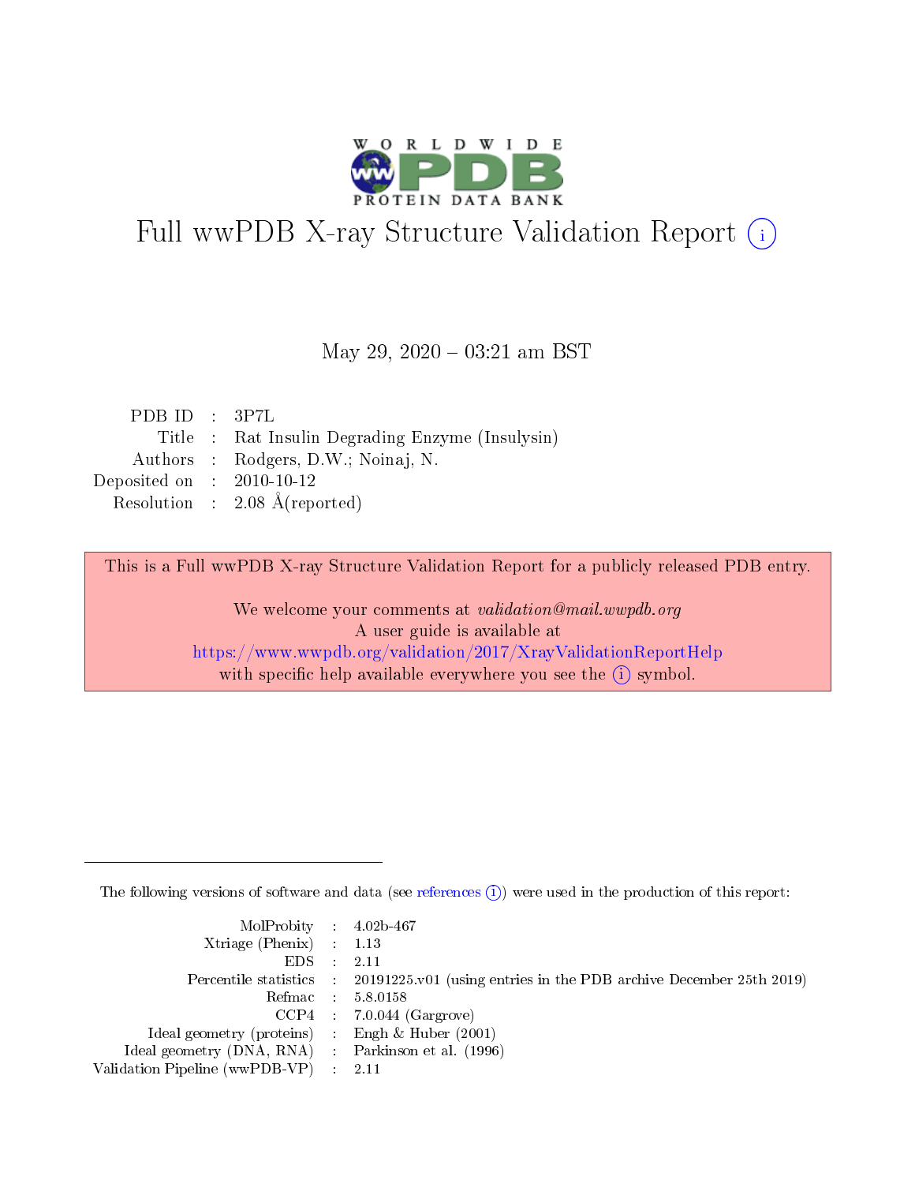# Full wwPDB X-ray Structure Validation Report (i)

May 29, 2020 – 03:21 am BST

| | | |
|---|---|---|
| PDB ID | : | 3P7L |
| Title | : | Rat Insulin Degrading Enzyme (Insulysin) |
| Authors | : | Rodgers, D.W.; Noinaj, N. |
| Deposited on | : | 2010-10-12 |
| Resolution | : | 2.08 Å(reported) |

This is a Full wwPDB X-ray Structure Validation Report for a publicly released PDB entry.

We welcome your comments at *validation@mail.wwpdb.org*
A user guide is available at
https://www.wwpdb.org/validation/2017/XrayValidationReportHelp
with specific help available everywhere you see the (i) symbol.

The following versions of software and data (see references (i)) were used in the production of this report:

| | | |
|---|---|---|
| MolProbity | : | 4.02b-467 |
| Xtriage (Phenix) | : | 1.13 |
| EDS | : | 2.11 |
| Percentile statistics | : | 20191225.v01 (using entries in the PDB archive December 25th 2019) |
| Refmac | : | 5.8.0158 |
| CCP4 | : | 7.0.044 (Gargrove) |
| Ideal geometry (proteins) | : | Engh & Huber (2001) |
| Ideal geometry (DNA, RNA) | : | Parkinson et al. (1996) |
| Validation Pipeline (wwPDB-VP) | : | 2.11 |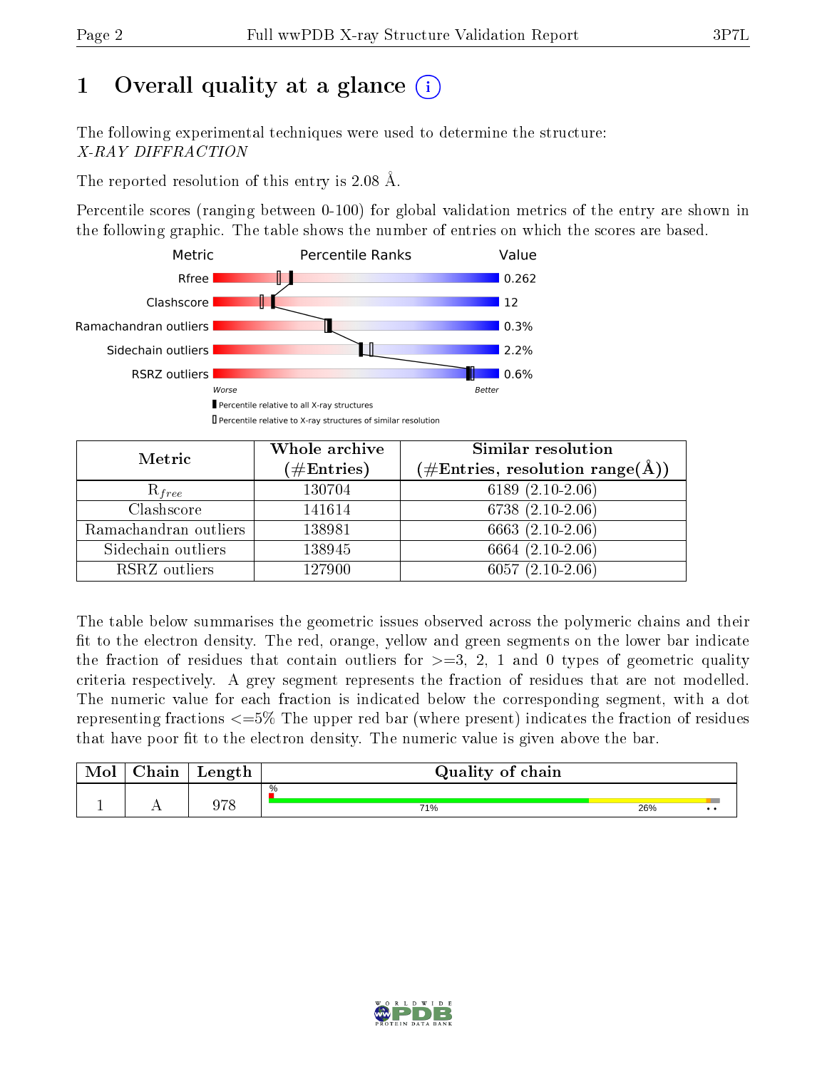# 1 Overall quality at a glance (i)

The following experimental techniques were used to determine the structure:
*X-RAY DIFFRACTION*

The reported resolution of this entry is 2.08 Å.

Percentile scores (ranging between 0-100) for global validation metrics of the entry are shown in the following graphic. The table shows the number of entries on which the scores are based.

| Metric | Value |
|---|---|
| Rfree | 0.262 |
| Clashscore | 12 |
| Ramachandran outliers | 0.3% |
| Sidechain outliers | 2.2% |
| RSRZ outliers | 0.6% |

Worse — Better

▮ Percentile relative to all X-ray structures
▯ Percentile relative to X-ray structures of similar resolution

| Metric | Whole archive (#Entries) | Similar resolution (#Entries, resolution range(Å)) |
|---|---|---|
| $R_{free}$ | 130704 | 6189 (2.10-2.06) |
| Clashscore | 141614 | 6738 (2.10-2.06) |
| Ramachandran outliers | 138981 | 6663 (2.10-2.06) |
| Sidechain outliers | 138945 | 6664 (2.10-2.06) |
| RSRZ outliers | 127900 | 6057 (2.10-2.06) |

The table below summarises the geometric issues observed across the polymeric chains and their fit to the electron density. The red, orange, yellow and green segments on the lower bar indicate the fraction of residues that contain outliers for >=3, 2, 1 and 0 types of geometric quality criteria respectively. A grey segment represents the fraction of residues that are not modelled. The numeric value for each fraction is indicated below the corresponding segment, with a dot representing fractions <=5% The upper red bar (where present) indicates the fraction of residues that have poor fit to the electron density. The numeric value is given above the bar.

| Mol | Chain | Length | Quality of chain |
|---|---|---|---|
| 1 | A | 978 | % 71% 26% • • |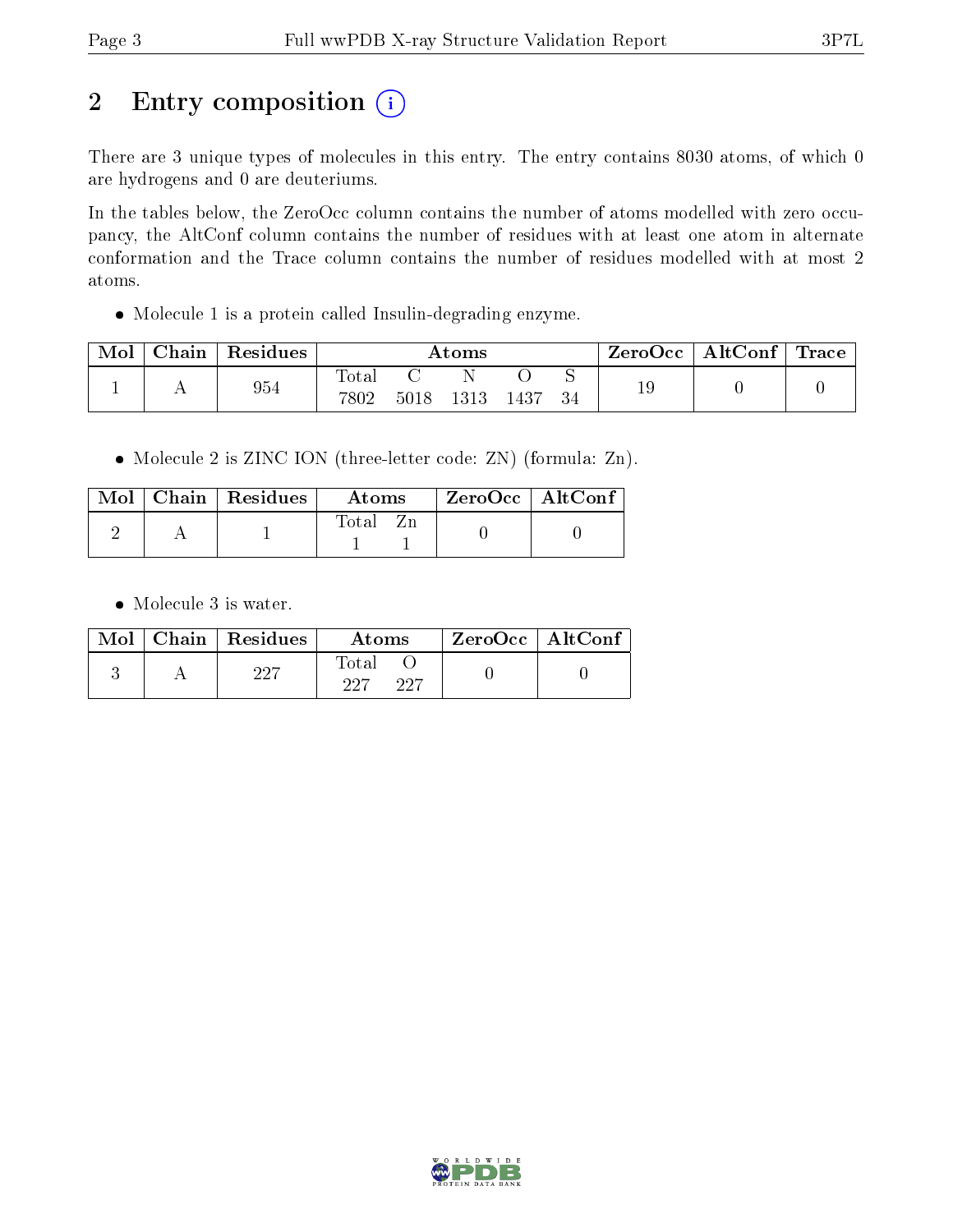## 2 Entry composition

There are 3 unique types of molecules in this entry. The entry contains 8030 atoms, of which 0 are hydrogens and 0 are deuteriums.

In the tables below, the ZeroOcc column contains the number of atoms modelled with zero occupancy, the AltConf column contains the number of residues with at least one atom in alternate conformation and the Trace column contains the number of residues modelled with at most 2 atoms.

- Molecule 1 is a protein called Insulin-degrading enzyme.

| Mol | Chain | Residues | Atoms | | | | | ZeroOcc | AltConf | Trace |
|---|---|---|---|---|---|---|---|---|---|---|
| 1 | A | 954 | Total 7802 | C 5018 | N 1313 | O 1437 | S 34 | 19 | 0 | 0 |

- Molecule 2 is ZINC ION (three-letter code: ZN) (formula: Zn).

| Mol | Chain | Residues | Atoms | | ZeroOcc | AltConf |
|---|---|---|---|---|---|---|
| 2 | A | 1 | Total 1 | Zn 1 | 0 | 0 |

- Molecule 3 is water.

| Mol | Chain | Residues | Atoms | | ZeroOcc | AltConf |
|---|---|---|---|---|---|---|
| 3 | A | 227 | Total 227 | O 227 | 0 | 0 |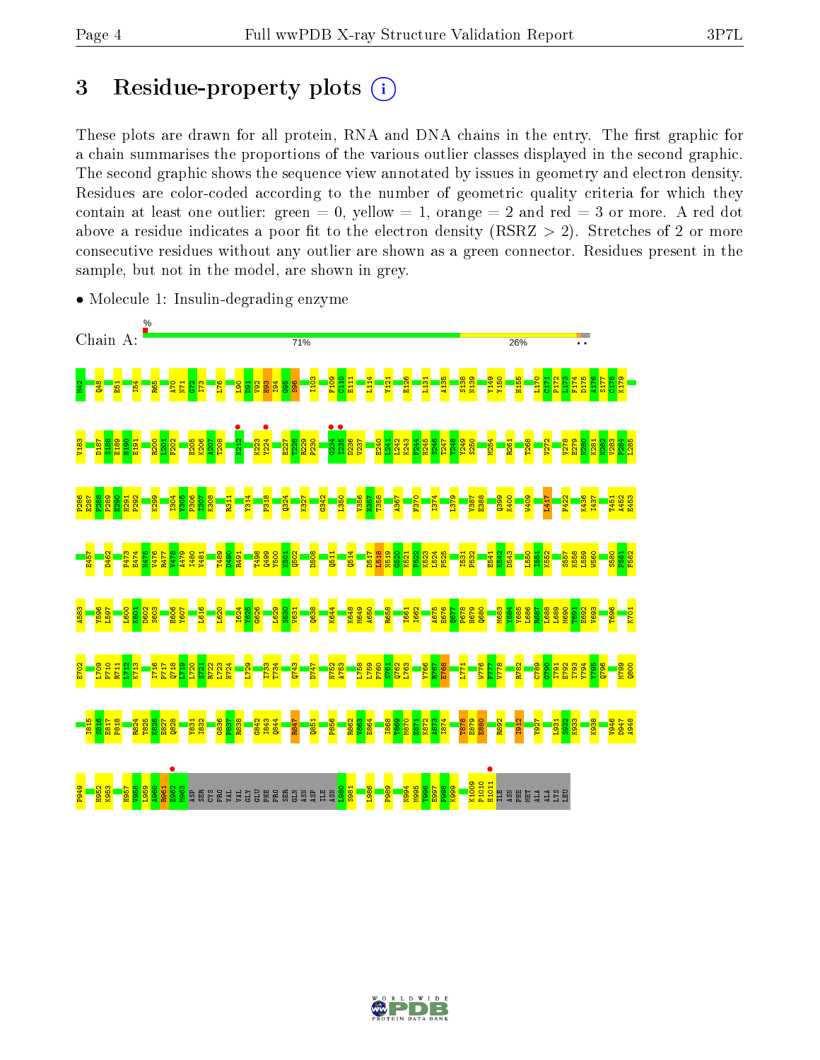# 3 Residue-property plots

These plots are drawn for all protein, RNA and DNA chains in the entry. The first graphic for a chain summarises the proportions of the various outlier classes displayed in the second graphic. The second graphic shows the sequence view annotated by issues in geometry and electron density. Residues are color-coded according to the number of geometric quality criteria for which they contain at least one outlier: green = 0, yellow = 1, orange = 2 and red = 3 or more. A red dot above a residue indicates a poor fit to the electron density (RSRZ > 2). Stretches of 2 or more consecutive residues without any outlier are shown as a green connector. Residues present in the sample, but not in the model, are shown in grey.

- Molecule 1: Insulin-degrading enzyme

Chain A: 71% 26%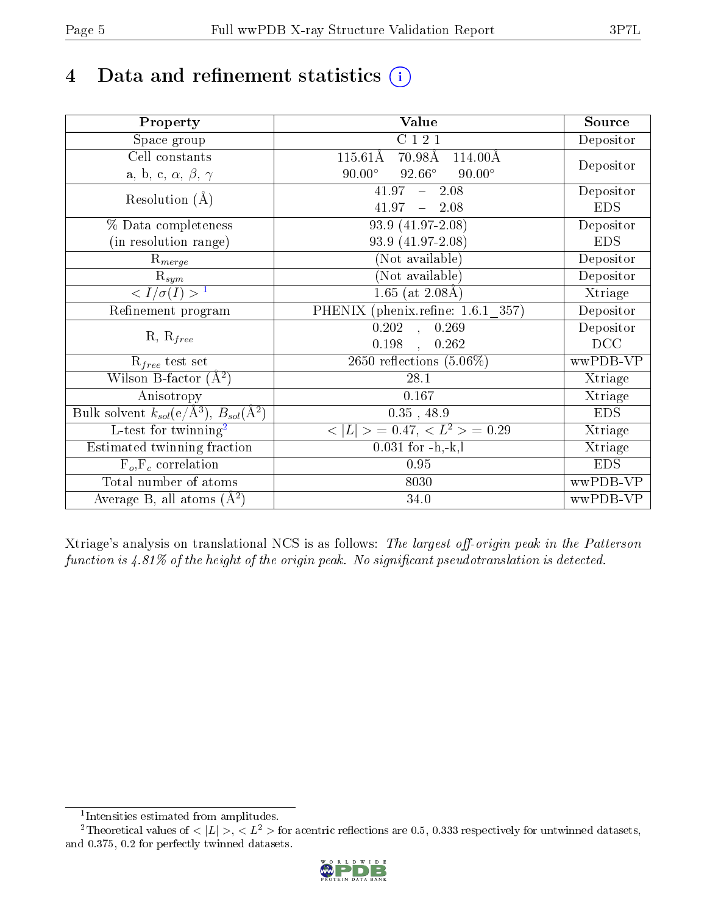# 4 Data and refinement statistics

| Property | Value | Source |
|---|---|---|
| Space group | C 1 2 1 | Depositor |
| Cell constants<br>a, b, c, $\alpha$, $\beta$, $\gamma$ | 115.61Å 70.98Å 114.00Å<br>90.00° 92.66° 90.00° | Depositor |
| Resolution (Å) | 41.97 – 2.08<br>41.97 – 2.08 | Depositor<br>EDS |
| % Data completeness<br>(in resolution range) | 93.9 (41.97-2.08)<br>93.9 (41.97-2.08) | Depositor<br>EDS |
| $R_{merge}$ | (Not available) | Depositor |
| $R_{sym}$ | (Not available) | Depositor |
| $< I/\sigma(I) >$ [1] | 1.65 (at 2.08Å) | Xtriage |
| Refinement program | PHENIX (phenix.refine: 1.6.1_357) | Depositor |
| R, $R_{free}$ | 0.202 , 0.269<br>0.198 , 0.262 | Depositor<br>DCC |
| $R_{free}$ test set | 2650 reflections (5.06%) | wwPDB-VP |
| Wilson B-factor (Å$^2$) | 28.1 | Xtriage |
| Anisotropy | 0.167 | Xtriage |
| Bulk solvent $k_{sol}$(e/Å$^3$), $B_{sol}$(Å$^2$) | 0.35 , 48.9 | EDS |
| L-test for twinning[2] | $< \|L\| > = 0.47$, $< L^2 > = 0.29$ | Xtriage |
| Estimated twinning fraction | 0.031 for -h,-k,l | Xtriage |
| $F_o$,$F_c$ correlation | 0.95 | EDS |
| Total number of atoms | 8030 | wwPDB-VP |
| Average B, all atoms (Å$^2$) | 34.0 | wwPDB-VP |

Xtriage's analysis on translational NCS is as follows: *The largest off-origin peak in the Patterson function is 4.81% of the height of the origin peak. No significant pseudotranslation is detected.*

[1] Intensities estimated from amplitudes.

[2] Theoretical values of $< |L| >$, $< L^2 >$ for acentric reflections are 0.5, 0.333 respectively for untwinned datasets, and 0.375, 0.2 for perfectly twinned datasets.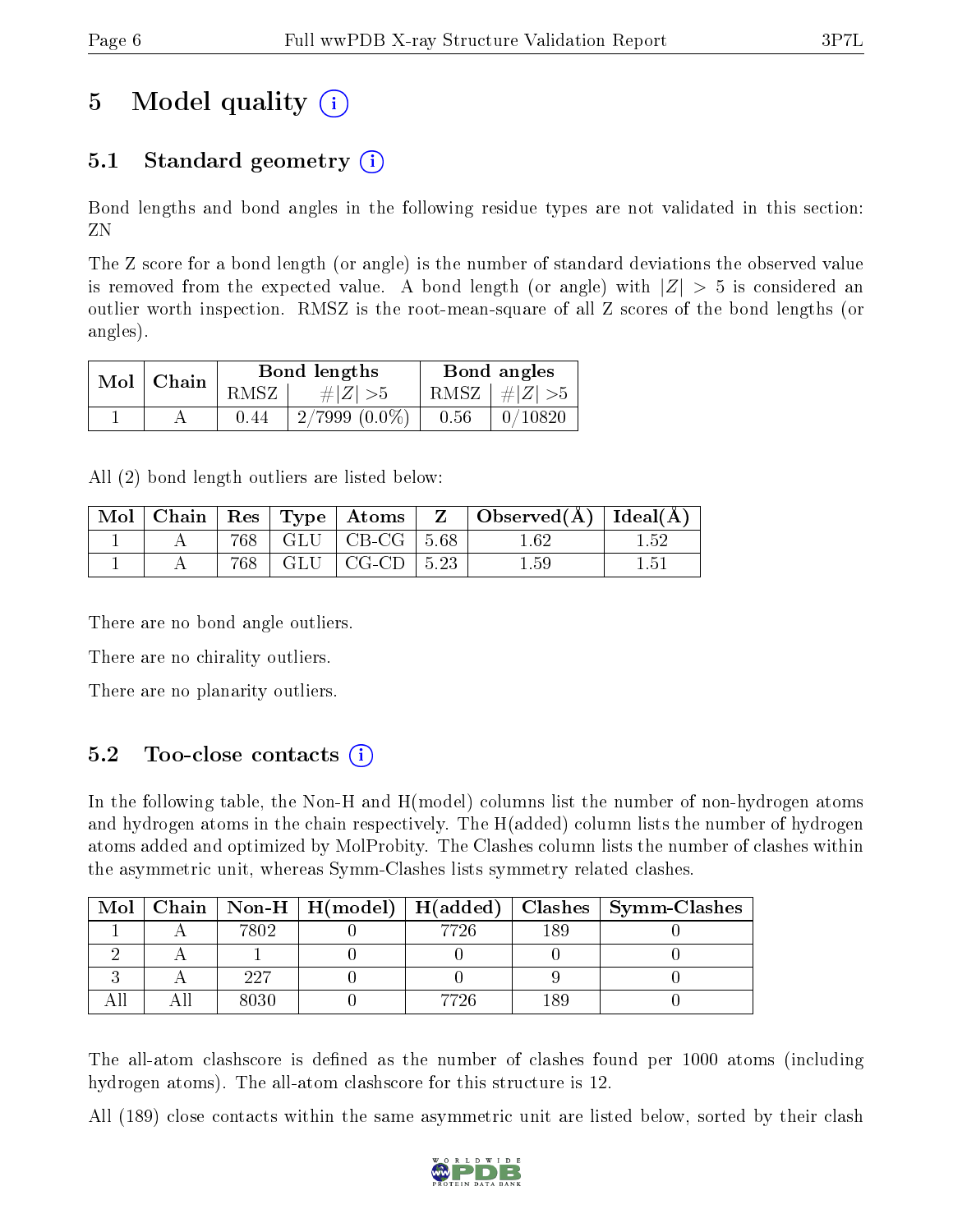# 5 Model quality (i)

## 5.1 Standard geometry (i)

Bond lengths and bond angles in the following residue types are not validated in this section: ZN

The Z score for a bond length (or angle) is the number of standard deviations the observed value is removed from the expected value. A bond length (or angle) with $|Z| > 5$ is considered an outlier worth inspection. RMSZ is the root-mean-square of all Z scores of the bond lengths (or angles).

| Mol | Chain | Bond lengths | | Bond angles | |
|---|---|---|---|---|---|
| | | RMSZ | $\#\|Z\| >5$ | RMSZ | $\#\|Z\| >5$ |
| 1 | A | 0.44 | 2/7999 (0.0%) | 0.56 | 0/10820 |

All (2) bond length outliers are listed below:

| Mol | Chain | Res | Type | Atoms | Z | Observed(Å) | Ideal(Å) |
|---|---|---|---|---|---|---|---|
| 1 | A | 768 | GLU | CB-CG | 5.68 | 1.62 | 1.52 |
| 1 | A | 768 | GLU | CG-CD | 5.23 | 1.59 | 1.51 |

There are no bond angle outliers.

There are no chirality outliers.

There are no planarity outliers.

## 5.2 Too-close contacts (i)

In the following table, the Non-H and H(model) columns list the number of non-hydrogen atoms and hydrogen atoms in the chain respectively. The H(added) column lists the number of hydrogen atoms added and optimized by MolProbity. The Clashes column lists the number of clashes within the asymmetric unit, whereas Symm-Clashes lists symmetry related clashes.

| Mol | Chain | Non-H | H(model) | H(added) | Clashes | Symm-Clashes |
|---|---|---|---|---|---|---|
| 1 | A | 7802 | 0 | 7726 | 189 | 0 |
| 2 | A | 1 | 0 | 0 | 0 | 0 |
| 3 | A | 227 | 0 | 0 | 9 | 0 |
| All | All | 8030 | 0 | 7726 | 189 | 0 |

The all-atom clashscore is defined as the number of clashes found per 1000 atoms (including hydrogen atoms). The all-atom clashscore for this structure is 12.

All (189) close contacts within the same asymmetric unit are listed below, sorted by their clash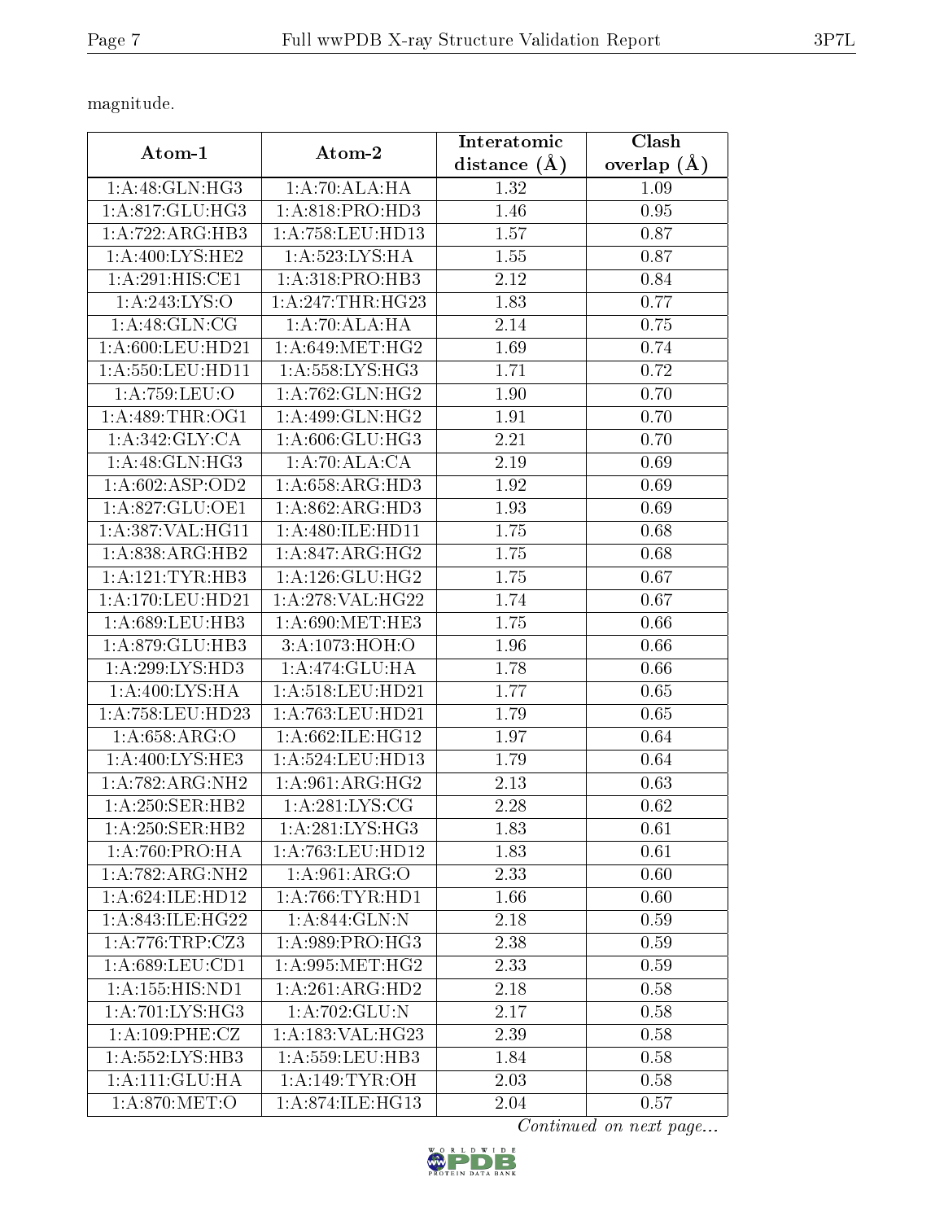magnitude.

| Atom-1 | Atom-2 | Interatomic distance (Å) | Clash overlap (Å) |
|---|---|---|---|
| 1:A:48:GLN:HG3 | 1:A:70:ALA:HA | 1.32 | 1.09 |
| 1:A:817:GLU:HG3 | 1:A:818:PRO:HD3 | 1.46 | 0.95 |
| 1:A:722:ARG:HB3 | 1:A:758:LEU:HD13 | 1.57 | 0.87 |
| 1:A:400:LYS:HE2 | 1:A:523:LYS:HA | 1.55 | 0.87 |
| 1:A:291:HIS:CE1 | 1:A:318:PRO:HB3 | 2.12 | 0.84 |
| 1:A:243:LYS:O | 1:A:247:THR:HG23 | 1.83 | 0.77 |
| 1:A:48:GLN:CG | 1:A:70:ALA:HA | 2.14 | 0.75 |
| 1:A:600:LEU:HD21 | 1:A:649:MET:HG2 | 1.69 | 0.74 |
| 1:A:550:LEU:HD11 | 1:A:558:LYS:HG3 | 1.71 | 0.72 |
| 1:A:759:LEU:O | 1:A:762:GLN:HG2 | 1.90 | 0.70 |
| 1:A:489:THR:OG1 | 1:A:499:GLN:HG2 | 1.91 | 0.70 |
| 1:A:342:GLY:CA | 1:A:606:GLU:HG3 | 2.21 | 0.70 |
| 1:A:48:GLN:HG3 | 1:A:70:ALA:CA | 2.19 | 0.69 |
| 1:A:602:ASP:OD2 | 1:A:658:ARG:HD3 | 1.92 | 0.69 |
| 1:A:827:GLU:OE1 | 1:A:862:ARG:HD3 | 1.93 | 0.69 |
| 1:A:387:VAL:HG11 | 1:A:480:ILE:HD11 | 1.75 | 0.68 |
| 1:A:838:ARG:HB2 | 1:A:847:ARG:HG2 | 1.75 | 0.68 |
| 1:A:121:TYR:HB3 | 1:A:126:GLU:HG2 | 1.75 | 0.67 |
| 1:A:170:LEU:HD21 | 1:A:278:VAL:HG22 | 1.74 | 0.67 |
| 1:A:689:LEU:HB3 | 1:A:690:MET:HE3 | 1.75 | 0.66 |
| 1:A:879:GLU:HB3 | 3:A:1073:HOH:O | 1.96 | 0.66 |
| 1:A:299:LYS:HD3 | 1:A:474:GLU:HA | 1.78 | 0.66 |
| 1:A:400:LYS:HA | 1:A:518:LEU:HD21 | 1.77 | 0.65 |
| 1:A:758:LEU:HD23 | 1:A:763:LEU:HD21 | 1.79 | 0.65 |
| 1:A:658:ARG:O | 1:A:662:ILE:HG12 | 1.97 | 0.64 |
| 1:A:400:LYS:HE3 | 1:A:524:LEU:HD13 | 1.79 | 0.64 |
| 1:A:782:ARG:NH2 | 1:A:961:ARG:HG2 | 2.13 | 0.63 |
| 1:A:250:SER:HB2 | 1:A:281:LYS:CG | 2.28 | 0.62 |
| 1:A:250:SER:HB2 | 1:A:281:LYS:HG3 | 1.83 | 0.61 |
| 1:A:760:PRO:HA | 1:A:763:LEU:HD12 | 1.83 | 0.61 |
| 1:A:782:ARG:NH2 | 1:A:961:ARG:O | 2.33 | 0.60 |
| 1:A:624:ILE:HD12 | 1:A:766:TYR:HD1 | 1.66 | 0.60 |
| 1:A:843:ILE:HG22 | 1:A:844:GLN:N | 2.18 | 0.59 |
| 1:A:776:TRP:CZ3 | 1:A:989:PRO:HG3 | 2.38 | 0.59 |
| 1:A:689:LEU:CD1 | 1:A:995:MET:HG2 | 2.33 | 0.59 |
| 1:A:155:HIS:ND1 | 1:A:261:ARG:HD2 | 2.18 | 0.58 |
| 1:A:701:LYS:HG3 | 1:A:702:GLU:N | 2.17 | 0.58 |
| 1:A:109:PHE:CZ | 1:A:183:VAL:HG23 | 2.39 | 0.58 |
| 1:A:552:LYS:HB3 | 1:A:559:LEU:HB3 | 1.84 | 0.58 |
| 1:A:111:GLU:HA | 1:A:149:TYR:OH | 2.03 | 0.58 |
| 1:A:870:MET:O | 1:A:874:ILE:HG13 | 2.04 | 0.57 |

*Continued on next page...*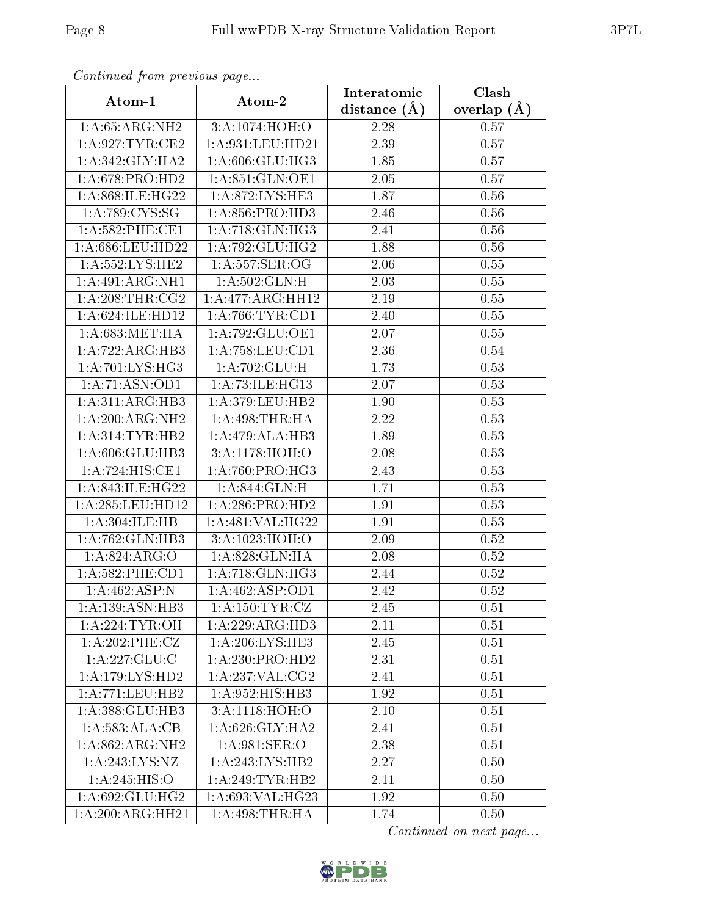*Continued from previous page...*

| Atom-1 | Atom-2 | Interatomic distance (Å) | Clash overlap (Å) |
|---|---|---|---|
| 1:A:65:ARG:NH2 | 3:A:1074:HOH:O | 2.28 | 0.57 |
| 1:A:927:TYR:CE2 | 1:A:931:LEU:HD21 | 2.39 | 0.57 |
| 1:A:342:GLY:HA2 | 1:A:606:GLU:HG3 | 1.85 | 0.57 |
| 1:A:678:PRO:HD2 | 1:A:851:GLN:OE1 | 2.05 | 0.57 |
| 1:A:868:ILE:HG22 | 1:A:872:LYS:HE3 | 1.87 | 0.56 |
| 1:A:789:CYS:SG | 1:A:856:PRO:HD3 | 2.46 | 0.56 |
| 1:A:582:PHE:CE1 | 1:A:718:GLN:HG3 | 2.41 | 0.56 |
| 1:A:686:LEU:HD22 | 1:A:792:GLU:HG2 | 1.88 | 0.56 |
| 1:A:552:LYS:HE2 | 1:A:557:SER:OG | 2.06 | 0.55 |
| 1:A:491:ARG:NH1 | 1:A:502:GLN:H | 2.03 | 0.55 |
| 1:A:208:THR:CG2 | 1:A:477:ARG:HH12 | 2.19 | 0.55 |
| 1:A:624:ILE:HD12 | 1:A:766:TYR:CD1 | 2.40 | 0.55 |
| 1:A:683:MET:HA | 1:A:792:GLU:OE1 | 2.07 | 0.55 |
| 1:A:722:ARG:HB3 | 1:A:758:LEU:CD1 | 2.36 | 0.54 |
| 1:A:701:LYS:HG3 | 1:A:702:GLU:H | 1.73 | 0.53 |
| 1:A:71:ASN:OD1 | 1:A:73:ILE:HG13 | 2.07 | 0.53 |
| 1:A:311:ARG:HB3 | 1:A:379:LEU:HB2 | 1.90 | 0.53 |
| 1:A:200:ARG:NH2 | 1:A:498:THR:HA | 2.22 | 0.53 |
| 1:A:314:TYR:HB2 | 1:A:479:ALA:HB3 | 1.89 | 0.53 |
| 1:A:606:GLU:HB3 | 3:A:1178:HOH:O | 2.08 | 0.53 |
| 1:A:724:HIS:CE1 | 1:A:760:PRO:HG3 | 2.43 | 0.53 |
| 1:A:843:ILE:HG22 | 1:A:844:GLN:H | 1.71 | 0.53 |
| 1:A:285:LEU:HD12 | 1:A:286:PRO:HD2 | 1.91 | 0.53 |
| 1:A:304:ILE:HB | 1:A:481:VAL:HG22 | 1.91 | 0.53 |
| 1:A:762:GLN:HB3 | 3:A:1023:HOH:O | 2.09 | 0.52 |
| 1:A:824:ARG:O | 1:A:828:GLN:HA | 2.08 | 0.52 |
| 1:A:582:PHE:CD1 | 1:A:718:GLN:HG3 | 2.44 | 0.52 |
| 1:A:462:ASP:N | 1:A:462:ASP:OD1 | 2.42 | 0.52 |
| 1:A:139:ASN:HB3 | 1:A:150:TYR:CZ | 2.45 | 0.51 |
| 1:A:224:TYR:OH | 1:A:229:ARG:HD3 | 2.11 | 0.51 |
| 1:A:202:PHE:CZ | 1:A:206:LYS:HE3 | 2.45 | 0.51 |
| 1:A:227:GLU:C | 1:A:230:PRO:HD2 | 2.31 | 0.51 |
| 1:A:179:LYS:HD2 | 1:A:237:VAL:CG2 | 2.41 | 0.51 |
| 1:A:771:LEU:HB2 | 1:A:952:HIS:HB3 | 1.92 | 0.51 |
| 1:A:388:GLU:HB3 | 3:A:1118:HOH:O | 2.10 | 0.51 |
| 1:A:583:ALA:CB | 1:A:626:GLY:HA2 | 2.41 | 0.51 |
| 1:A:862:ARG:NH2 | 1:A:981:SER:O | 2.38 | 0.51 |
| 1:A:243:LYS:NZ | 1:A:243:LYS:HB2 | 2.27 | 0.50 |
| 1:A:245:HIS:O | 1:A:249:TYR:HB2 | 2.11 | 0.50 |
| 1:A:692:GLU:HG2 | 1:A:693:VAL:HG23 | 1.92 | 0.50 |
| 1:A:200:ARG:HH21 | 1:A:498:THR:HA | 1.74 | 0.50 |

*Continued on next page...*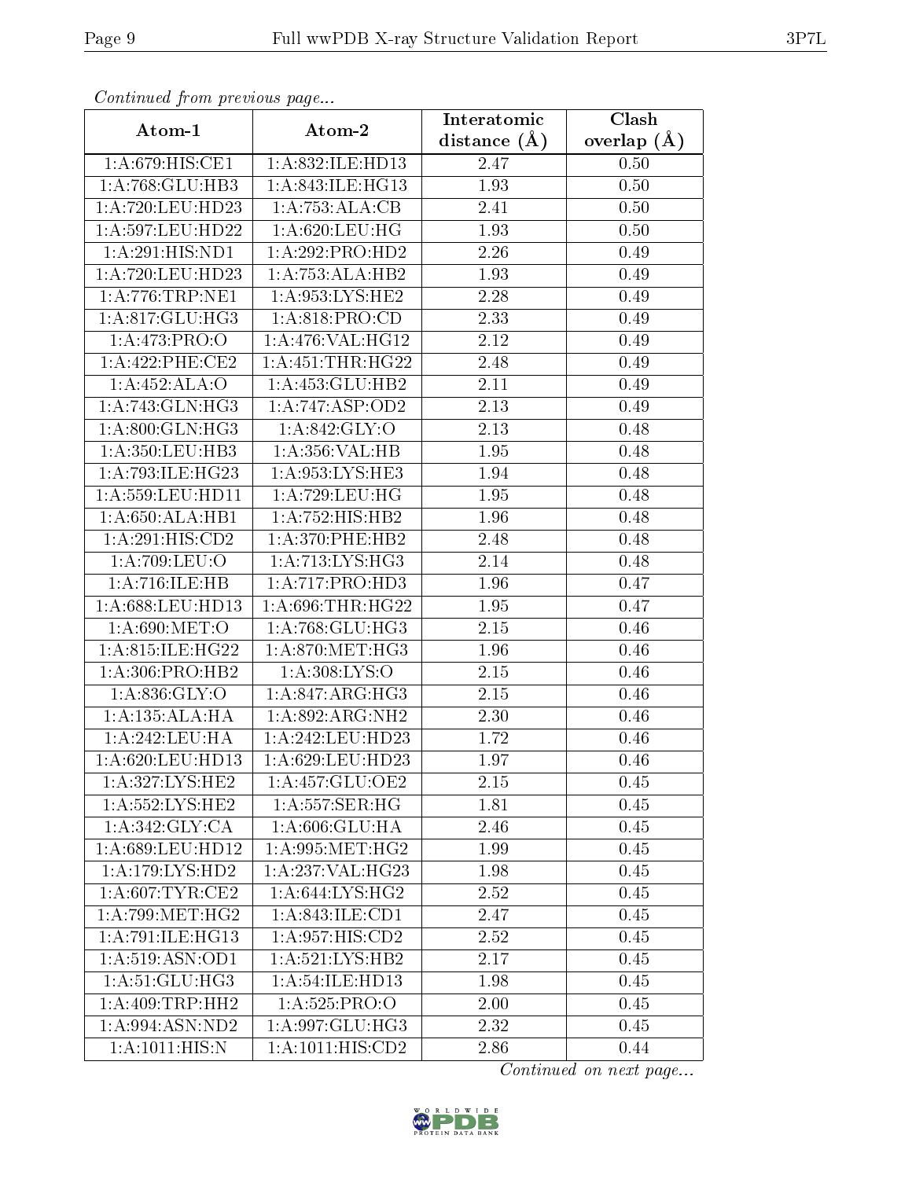*Continued from previous page...*

| Atom-1 | Atom-2 | Interatomic distance (Å) | Clash overlap (Å) |
|---|---|---|---|
| 1:A:679:HIS:CE1 | 1:A:832:ILE:HD13 | 2.47 | 0.50 |
| 1:A:768:GLU:HB3 | 1:A:843:ILE:HG13 | 1.93 | 0.50 |
| 1:A:720:LEU:HD23 | 1:A:753:ALA:CB | 2.41 | 0.50 |
| 1:A:597:LEU:HD22 | 1:A:620:LEU:HG | 1.93 | 0.50 |
| 1:A:291:HIS:ND1 | 1:A:292:PRO:HD2 | 2.26 | 0.49 |
| 1:A:720:LEU:HD23 | 1:A:753:ALA:HB2 | 1.93 | 0.49 |
| 1:A:776:TRP:NE1 | 1:A:953:LYS:HE2 | 2.28 | 0.49 |
| 1:A:817:GLU:HG3 | 1:A:818:PRO:CD | 2.33 | 0.49 |
| 1:A:473:PRO:O | 1:A:476:VAL:HG12 | 2.12 | 0.49 |
| 1:A:422:PHE:CE2 | 1:A:451:THR:HG22 | 2.48 | 0.49 |
| 1:A:452:ALA:O | 1:A:453:GLU:HB2 | 2.11 | 0.49 |
| 1:A:743:GLN:HG3 | 1:A:747:ASP:OD2 | 2.13 | 0.49 |
| 1:A:800:GLN:HG3 | 1:A:842:GLY:O | 2.13 | 0.48 |
| 1:A:350:LEU:HB3 | 1:A:356:VAL:HB | 1.95 | 0.48 |
| 1:A:793:ILE:HG23 | 1:A:953:LYS:HE3 | 1.94 | 0.48 |
| 1:A:559:LEU:HD11 | 1:A:729:LEU:HG | 1.95 | 0.48 |
| 1:A:650:ALA:HB1 | 1:A:752:HIS:HB2 | 1.96 | 0.48 |
| 1:A:291:HIS:CD2 | 1:A:370:PHE:HB2 | 2.48 | 0.48 |
| 1:A:709:LEU:O | 1:A:713:LYS:HG3 | 2.14 | 0.48 |
| 1:A:716:ILE:HB | 1:A:717:PRO:HD3 | 1.96 | 0.47 |
| 1:A:688:LEU:HD13 | 1:A:696:THR:HG22 | 1.95 | 0.47 |
| 1:A:690:MET:O | 1:A:768:GLU:HG3 | 2.15 | 0.46 |
| 1:A:815:ILE:HG22 | 1:A:870:MET:HG3 | 1.96 | 0.46 |
| 1:A:306:PRO:HB2 | 1:A:308:LYS:O | 2.15 | 0.46 |
| 1:A:836:GLY:O | 1:A:847:ARG:HG3 | 2.15 | 0.46 |
| 1:A:135:ALA:HA | 1:A:892:ARG:NH2 | 2.30 | 0.46 |
| 1:A:242:LEU:HA | 1:A:242:LEU:HD23 | 1.72 | 0.46 |
| 1:A:620:LEU:HD13 | 1:A:629:LEU:HD23 | 1.97 | 0.46 |
| 1:A:327:LYS:HE2 | 1:A:457:GLU:OE2 | 2.15 | 0.45 |
| 1:A:552:LYS:HE2 | 1:A:557:SER:HG | 1.81 | 0.45 |
| 1:A:342:GLY:CA | 1:A:606:GLU:HA | 2.46 | 0.45 |
| 1:A:689:LEU:HD12 | 1:A:995:MET:HG2 | 1.99 | 0.45 |
| 1:A:179:LYS:HD2 | 1:A:237:VAL:HG23 | 1.98 | 0.45 |
| 1:A:607:TYR:CE2 | 1:A:644:LYS:HG2 | 2.52 | 0.45 |
| 1:A:799:MET:HG2 | 1:A:843:ILE:CD1 | 2.47 | 0.45 |
| 1:A:791:ILE:HG13 | 1:A:957:HIS:CD2 | 2.52 | 0.45 |
| 1:A:519:ASN:OD1 | 1:A:521:LYS:HB2 | 2.17 | 0.45 |
| 1:A:51:GLU:HG3 | 1:A:54:ILE:HD13 | 1.98 | 0.45 |
| 1:A:409:TRP:HH2 | 1:A:525:PRO:O | 2.00 | 0.45 |
| 1:A:994:ASN:ND2 | 1:A:997:GLU:HG3 | 2.32 | 0.45 |
| 1:A:1011:HIS:N | 1:A:1011:HIS:CD2 | 2.86 | 0.44 |

*Continued on next page...*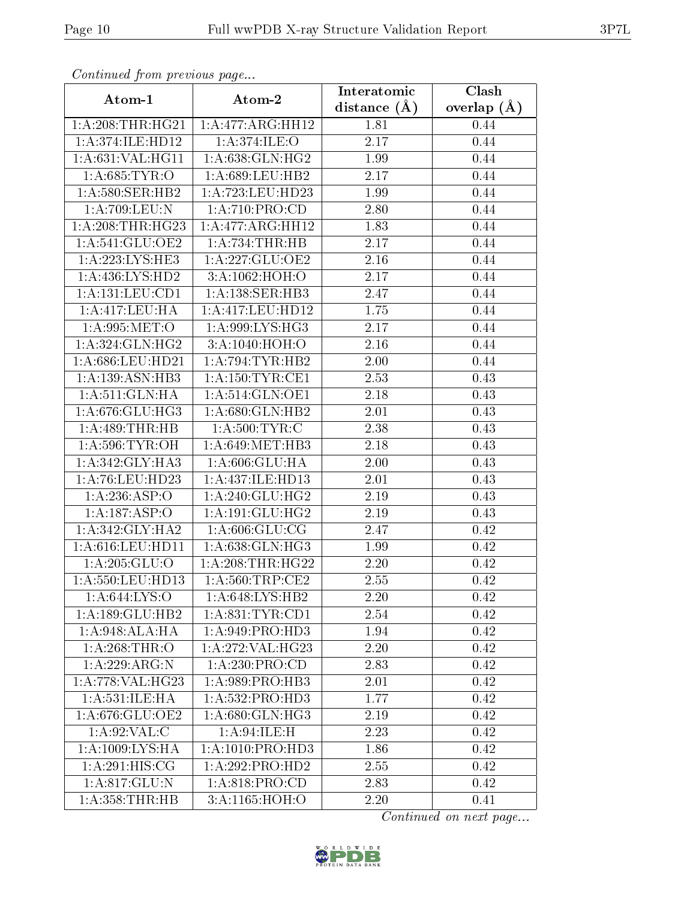*Continued from previous page...*

| Atom-1 | Atom-2 | Interatomic distance (Å) | Clash overlap (Å) |
|---|---|---|---|
| 1:A:208:THR:HG21 | 1:A:477:ARG:HH12 | 1.81 | 0.44 |
| 1:A:374:ILE:HD12 | 1:A:374:ILE:O | 2.17 | 0.44 |
| 1:A:631:VAL:HG11 | 1:A:638:GLN:HG2 | 1.99 | 0.44 |
| 1:A:685:TYR:O | 1:A:689:LEU:HB2 | 2.17 | 0.44 |
| 1:A:580:SER:HB2 | 1:A:723:LEU:HD23 | 1.99 | 0.44 |
| 1:A:709:LEU:N | 1:A:710:PRO:CD | 2.80 | 0.44 |
| 1:A:208:THR:HG23 | 1:A:477:ARG:HH12 | 1.83 | 0.44 |
| 1:A:541:GLU:OE2 | 1:A:734:THR:HB | 2.17 | 0.44 |
| 1:A:223:LYS:HE3 | 1:A:227:GLU:OE2 | 2.16 | 0.44 |
| 1:A:436:LYS:HD2 | 3:A:1062:HOH:O | 2.17 | 0.44 |
| 1:A:131:LEU:CD1 | 1:A:138:SER:HB3 | 2.47 | 0.44 |
| 1:A:417:LEU:HA | 1:A:417:LEU:HD12 | 1.75 | 0.44 |
| 1:A:995:MET:O | 1:A:999:LYS:HG3 | 2.17 | 0.44 |
| 1:A:324:GLN:HG2 | 3:A:1040:HOH:O | 2.16 | 0.44 |
| 1:A:686:LEU:HD21 | 1:A:794:TYR:HB2 | 2.00 | 0.44 |
| 1:A:139:ASN:HB3 | 1:A:150:TYR:CE1 | 2.53 | 0.43 |
| 1:A:511:GLN:HA | 1:A:514:GLN:OE1 | 2.18 | 0.43 |
| 1:A:676:GLU:HG3 | 1:A:680:GLN:HB2 | 2.01 | 0.43 |
| 1:A:489:THR:HB | 1:A:500:TYR:C | 2.38 | 0.43 |
| 1:A:596:TYR:OH | 1:A:649:MET:HB3 | 2.18 | 0.43 |
| 1:A:342:GLY:HA3 | 1:A:606:GLU:HA | 2.00 | 0.43 |
| 1:A:76:LEU:HD23 | 1:A:437:ILE:HD13 | 2.01 | 0.43 |
| 1:A:236:ASP:O | 1:A:240:GLU:HG2 | 2.19 | 0.43 |
| 1:A:187:ASP:O | 1:A:191:GLU:HG2 | 2.19 | 0.43 |
| 1:A:342:GLY:HA2 | 1:A:606:GLU:CG | 2.47 | 0.42 |
| 1:A:616:LEU:HD11 | 1:A:638:GLN:HG3 | 1.99 | 0.42 |
| 1:A:205:GLU:O | 1:A:208:THR:HG22 | 2.20 | 0.42 |
| 1:A:550:LEU:HD13 | 1:A:560:TRP:CE2 | 2.55 | 0.42 |
| 1:A:644:LYS:O | 1:A:648:LYS:HB2 | 2.20 | 0.42 |
| 1:A:189:GLU:HB2 | 1:A:831:TYR:CD1 | 2.54 | 0.42 |
| 1:A:948:ALA:HA | 1:A:949:PRO:HD3 | 1.94 | 0.42 |
| 1:A:268:THR:O | 1:A:272:VAL:HG23 | 2.20 | 0.42 |
| 1:A:229:ARG:N | 1:A:230:PRO:CD | 2.83 | 0.42 |
| 1:A:778:VAL:HG23 | 1:A:989:PRO:HB3 | 2.01 | 0.42 |
| 1:A:531:ILE:HA | 1:A:532:PRO:HD3 | 1.77 | 0.42 |
| 1:A:676:GLU:OE2 | 1:A:680:GLN:HG3 | 2.19 | 0.42 |
| 1:A:92:VAL:C | 1:A:94:ILE:H | 2.23 | 0.42 |
| 1:A:1009:LYS:HA | 1:A:1010:PRO:HD3 | 1.86 | 0.42 |
| 1:A:291:HIS:CG | 1:A:292:PRO:HD2 | 2.55 | 0.42 |
| 1:A:817:GLU:N | 1:A:818:PRO:CD | 2.83 | 0.42 |
| 1:A:358:THR:HB | 3:A:1165:HOH:O | 2.20 | 0.41 |

*Continued on next page...*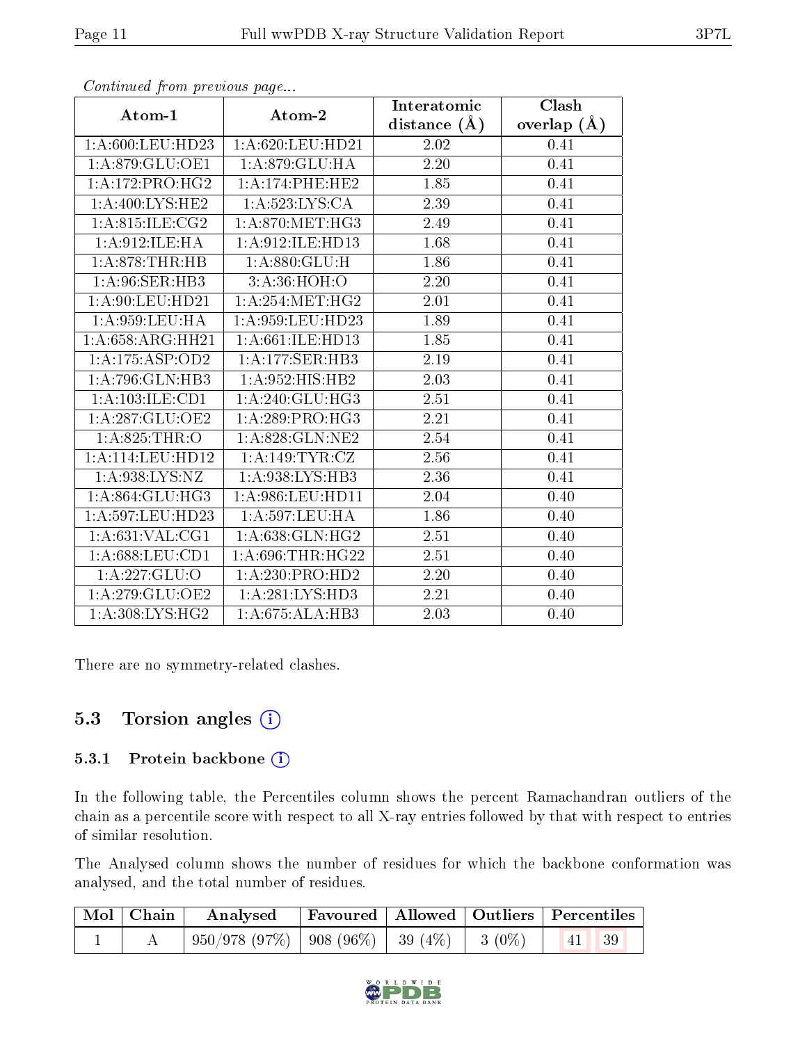*Continued from previous page...*

| Atom-1 | Atom-2 | Interatomic distance (Å) | Clash overlap (Å) |
|---|---|---|---|
| 1:A:600:LEU:HD23 | 1:A:620:LEU:HD21 | 2.02 | 0.41 |
| 1:A:879:GLU:OE1 | 1:A:879:GLU:HA | 2.20 | 0.41 |
| 1:A:172:PRO:HG2 | 1:A:174:PHE:HE2 | 1.85 | 0.41 |
| 1:A:400:LYS:HE2 | 1:A:523:LYS:CA | 2.39 | 0.41 |
| 1:A:815:ILE:CG2 | 1:A:870:MET:HG3 | 2.49 | 0.41 |
| 1:A:912:ILE:HA | 1:A:912:ILE:HD13 | 1.68 | 0.41 |
| 1:A:878:THR:HB | 1:A:880:GLU:H | 1.86 | 0.41 |
| 1:A:96:SER:HB3 | 3:A:36:HOH:O | 2.20 | 0.41 |
| 1:A:90:LEU:HD21 | 1:A:254:MET:HG2 | 2.01 | 0.41 |
| 1:A:959:LEU:HA | 1:A:959:LEU:HD23 | 1.89 | 0.41 |
| 1:A:658:ARG:HH21 | 1:A:661:ILE:HD13 | 1.85 | 0.41 |
| 1:A:175:ASP:OD2 | 1:A:177:SER:HB3 | 2.19 | 0.41 |
| 1:A:796:GLN:HB3 | 1:A:952:HIS:HB2 | 2.03 | 0.41 |
| 1:A:103:ILE:CD1 | 1:A:240:GLU:HG3 | 2.51 | 0.41 |
| 1:A:287:GLU:OE2 | 1:A:289:PRO:HG3 | 2.21 | 0.41 |
| 1:A:825:THR:O | 1:A:828:GLN:NE2 | 2.54 | 0.41 |
| 1:A:114:LEU:HD12 | 1:A:149:TYR:CZ | 2.56 | 0.41 |
| 1:A:938:LYS:NZ | 1:A:938:LYS:HB3 | 2.36 | 0.41 |
| 1:A:864:GLU:HG3 | 1:A:986:LEU:HD11 | 2.04 | 0.40 |
| 1:A:597:LEU:HD23 | 1:A:597:LEU:HA | 1.86 | 0.40 |
| 1:A:631:VAL:CG1 | 1:A:638:GLN:HG2 | 2.51 | 0.40 |
| 1:A:688:LEU:CD1 | 1:A:696:THR:HG22 | 2.51 | 0.40 |
| 1:A:227:GLU:O | 1:A:230:PRO:HD2 | 2.20 | 0.40 |
| 1:A:279:GLU:OE2 | 1:A:281:LYS:HD3 | 2.21 | 0.40 |
| 1:A:308:LYS:HG2 | 1:A:675:ALA:HB3 | 2.03 | 0.40 |

There are no symmetry-related clashes.

## 5.3 Torsion angles

### 5.3.1 Protein backbone

In the following table, the Percentiles column shows the percent Ramachandran outliers of the chain as a percentile score with respect to all X-ray entries followed by that with respect to entries of similar resolution.

The Analysed column shows the number of residues for which the backbone conformation was analysed, and the total number of residues.

| Mol | Chain | Analysed | Favoured | Allowed | Outliers | Percentiles |
|---|---|---|---|---|---|---|
| 1 | A | 950/978 (97%) | 908 (96%) | 39 (4%) | 3 (0%) | 41 39 |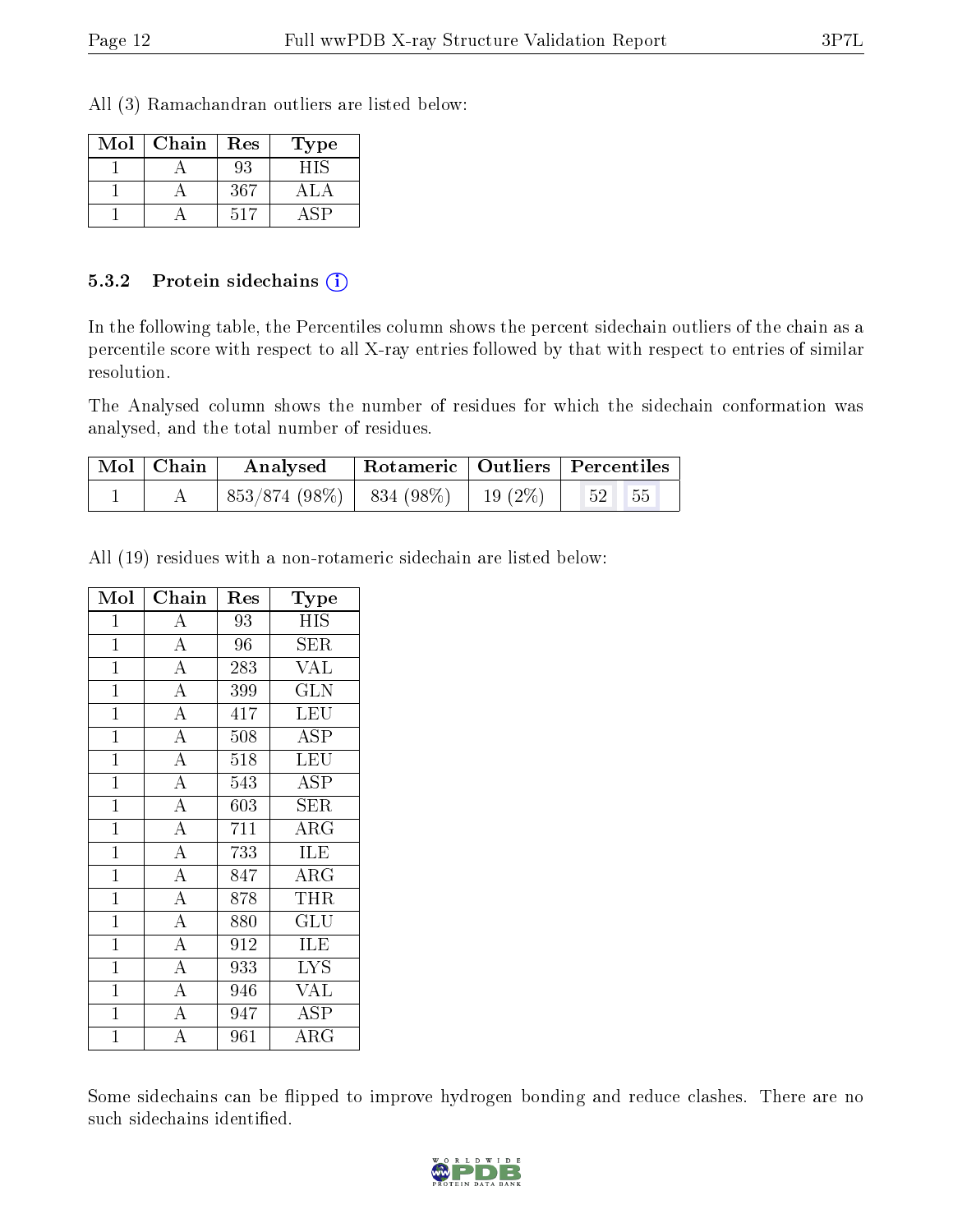All (3) Ramachandran outliers are listed below:

| Mol | Chain | Res | Type |
|---|---|---|---|
| 1 | A | 93 | HIS |
| 1 | A | 367 | ALA |
| 1 | A | 517 | ASP |

### 5.3.2 Protein sidechains (i)

In the following table, the Percentiles column shows the percent sidechain outliers of the chain as a percentile score with respect to all X-ray entries followed by that with respect to entries of similar resolution.

The Analysed column shows the number of residues for which the sidechain conformation was analysed, and the total number of residues.

| Mol | Chain | Analysed | Rotameric | Outliers | Percentiles | |
|---|---|---|---|---|---|---|
| 1 | A | 853/874 (98%) | 834 (98%) | 19 (2%) | 52 | 55 |

All (19) residues with a non-rotameric sidechain are listed below:

| Mol | Chain | Res | Type |
|---|---|---|---|
| 1 | A | 93 | HIS |
| 1 | A | 96 | SER |
| 1 | A | 283 | VAL |
| 1 | A | 399 | GLN |
| 1 | A | 417 | LEU |
| 1 | A | 508 | ASP |
| 1 | A | 518 | LEU |
| 1 | A | 543 | ASP |
| 1 | A | 603 | SER |
| 1 | A | 711 | ARG |
| 1 | A | 733 | ILE |
| 1 | A | 847 | ARG |
| 1 | A | 878 | THR |
| 1 | A | 880 | GLU |
| 1 | A | 912 | ILE |
| 1 | A | 933 | LYS |
| 1 | A | 946 | VAL |
| 1 | A | 947 | ASP |
| 1 | A | 961 | ARG |

Some sidechains can be flipped to improve hydrogen bonding and reduce clashes. There are no such sidechains identified.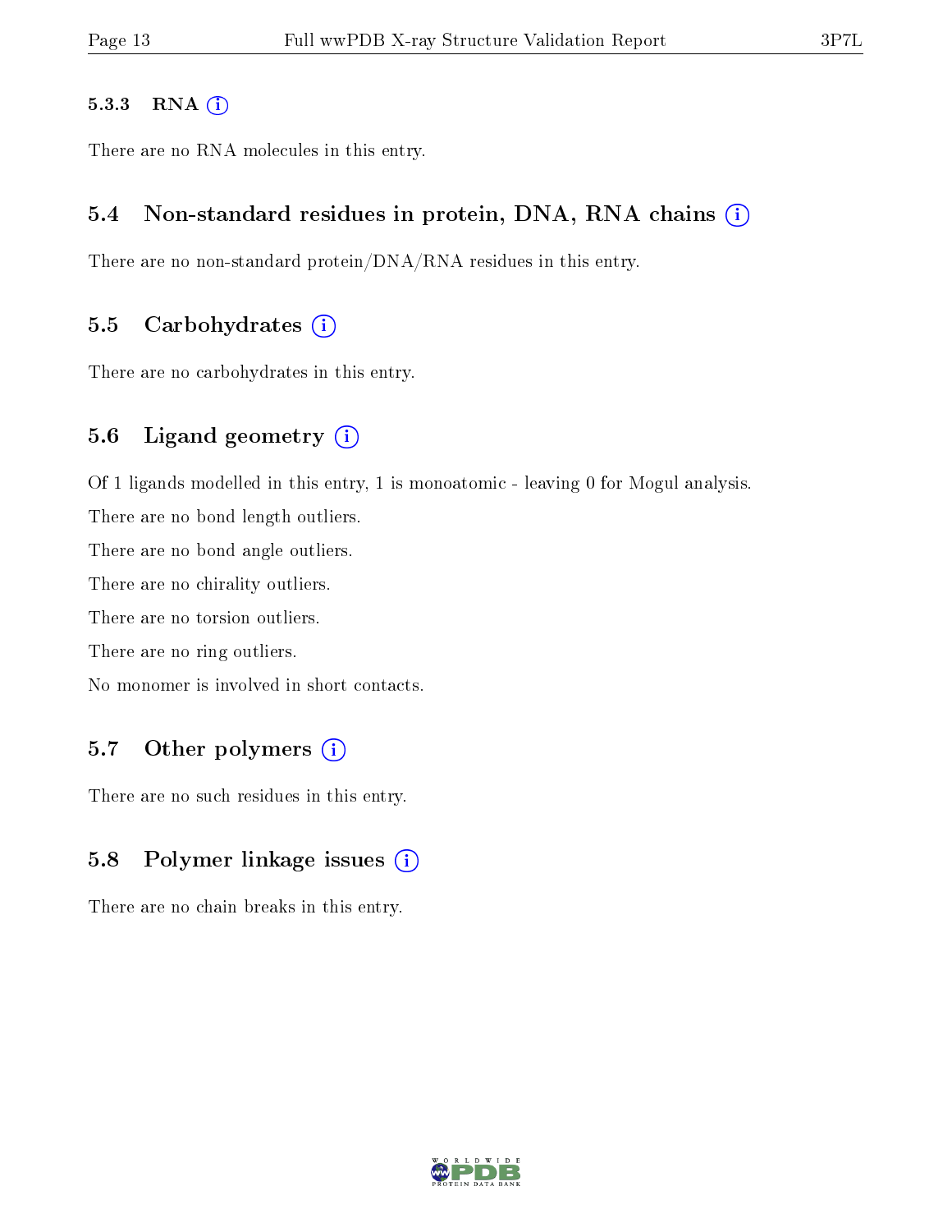#### 5.3.3 RNA

There are no RNA molecules in this entry.

### 5.4 Non-standard residues in protein, DNA, RNA chains

There are no non-standard protein/DNA/RNA residues in this entry.

### 5.5 Carbohydrates

There are no carbohydrates in this entry.

### 5.6 Ligand geometry

Of 1 ligands modelled in this entry, 1 is monoatomic - leaving 0 for Mogul analysis.

There are no bond length outliers.

There are no bond angle outliers.

There are no chirality outliers.

There are no torsion outliers.

There are no ring outliers.

No monomer is involved in short contacts.

### 5.7 Other polymers

There are no such residues in this entry.

### 5.8 Polymer linkage issues

There are no chain breaks in this entry.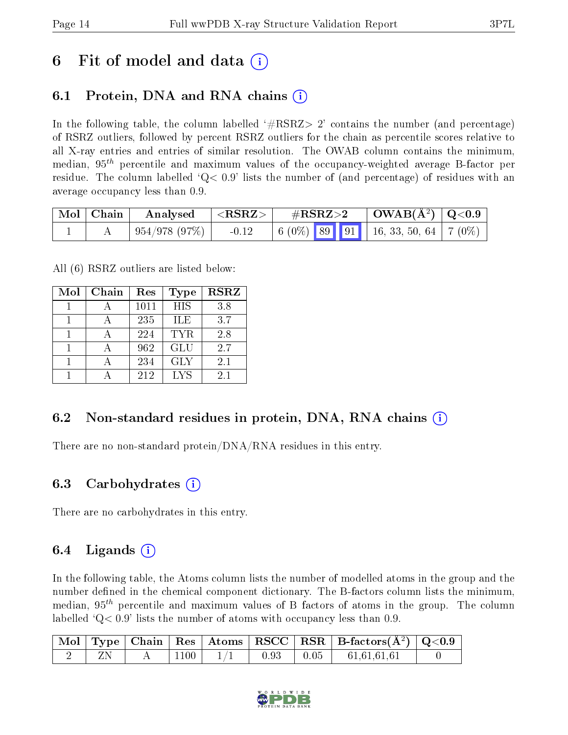# 6 Fit of model and data (i)

## 6.1 Protein, DNA and RNA chains (i)

In the following table, the column labelled '#RSRZ> 2' contains the number (and percentage) of RSRZ outliers, followed by percent RSRZ outliers for the chain as percentile scores relative to all X-ray entries and entries of similar resolution. The OWAB column contains the minimum, median, $95^{th}$ percentile and maximum values of the occupancy-weighted average B-factor per residue. The column labelled 'Q< 0.9' lists the number of (and percentage) of residues with an average occupancy less than 0.9.

| Mol | Chain | Analysed | <RSRZ> | #RSRZ>2 | | | OWAB($Å^2$) | Q<0.9 |
|---|---|---|---|---|---|---|---|---|
| 1 | A | 954/978 (97%) | -0.12 | 6 (0%) | 89 | 91 | 16, 33, 50, 64 | 7 (0%) |

All (6) RSRZ outliers are listed below:

| Mol | Chain | Res | Type | RSRZ |
|---|---|---|---|---|
| 1 | A | 1011 | HIS | 3.8 |
| 1 | A | 235 | ILE | 3.7 |
| 1 | A | 224 | TYR | 2.8 |
| 1 | A | 962 | GLU | 2.7 |
| 1 | A | 234 | GLY | 2.1 |
| 1 | A | 212 | LYS | 2.1 |

## 6.2 Non-standard residues in protein, DNA, RNA chains (i)

There are no non-standard protein/DNA/RNA residues in this entry.

## 6.3 Carbohydrates (i)

There are no carbohydrates in this entry.

## 6.4 Ligands (i)

In the following table, the Atoms column lists the number of modelled atoms in the group and the number defined in the chemical component dictionary. The B-factors column lists the minimum, median, $95^{th}$ percentile and maximum values of B factors of atoms in the group. The column labelled 'Q< 0.9' lists the number of atoms with occupancy less than 0.9.

| Mol | Type | Chain | Res | Atoms | RSCC | RSR | B-factors($Å^2$) | Q<0.9 |
|---|---|---|---|---|---|---|---|---|
| 2 | ZN | A | 1100 | 1/1 | 0.93 | 0.05 | 61,61,61,61 | 0 |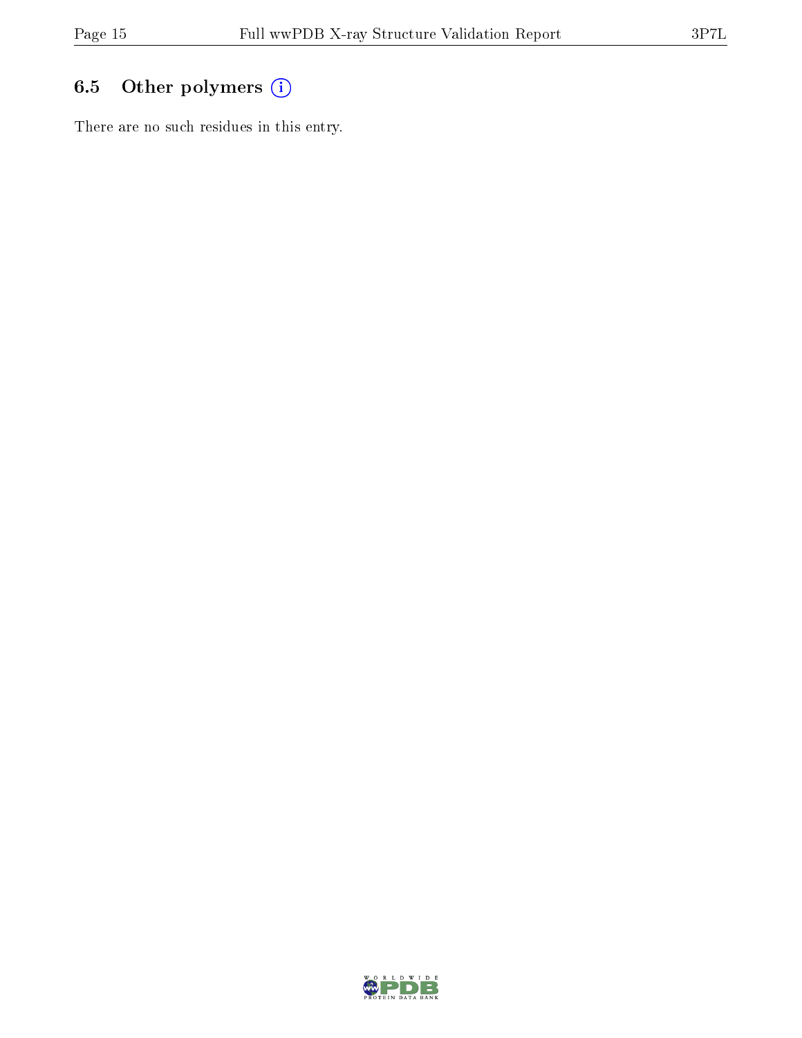### 6.5 Other polymers

There are no such residues in this entry.